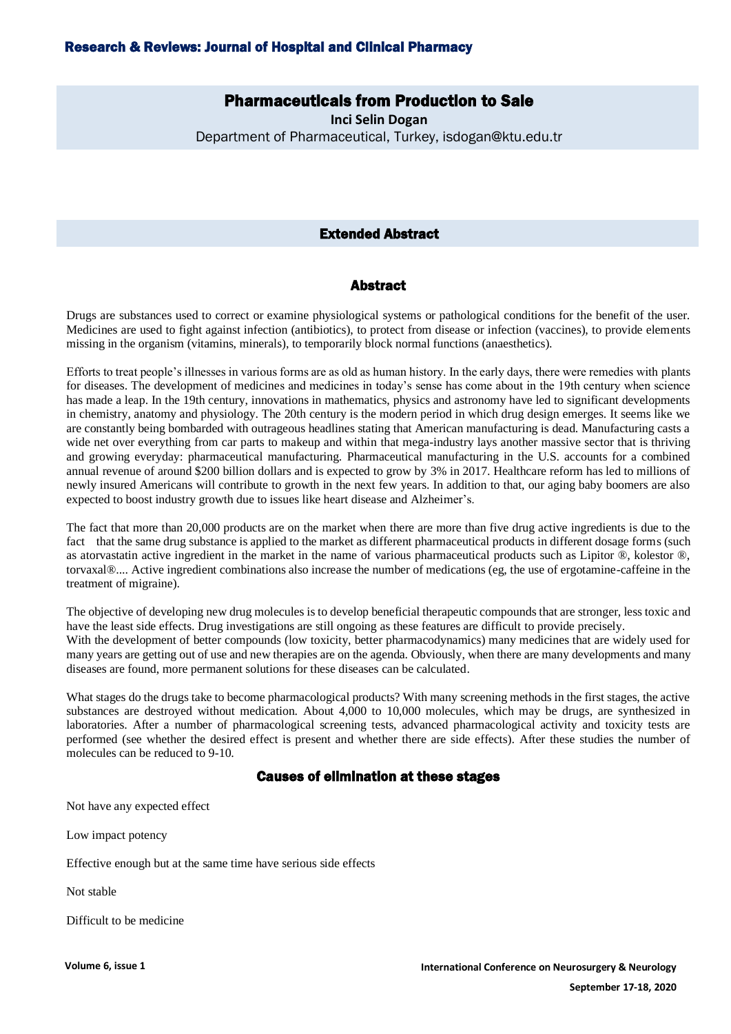# Pharmaceuticals from Production to Sale

**Inci Selin Dogan**

Department of Pharmaceutical, Turkey, isdogan@ktu.edu.tr

## Extended Abstract

## Abstract

Drugs are substances used to correct or examine physiological systems or pathological conditions for the benefit of the user. Medicines are used to fight against infection (antibiotics), to protect from disease or infection (vaccines), to provide elements missing in the organism (vitamins, minerals), to temporarily block normal functions (anaesthetics).

Efforts to treat people's illnesses in various forms are as old as human history. In the early days, there were remedies with plants for diseases. The development of medicines and medicines in today's sense has come about in the 19th century when science has made a leap. In the 19th century, innovations in mathematics, physics and astronomy have led to significant developments in chemistry, anatomy and physiology. The 20th century is the modern period in which drug design emerges. It seems like we are constantly being bombarded with outrageous headlines stating that American manufacturing is dead. Manufacturing casts a wide net over everything from car parts to makeup and within that mega-industry lays another massive sector that is thriving and growing everyday: pharmaceutical manufacturing. Pharmaceutical manufacturing in the U.S. accounts for a combined annual revenue of around $200 billion dollars and is expected to grow by 3% in 2017. Healthcare reform has led to millions of newly insured Americans will contribute to growth in the next few years. In addition to that, our aging baby boomers are also expected to boost industry growth due to issues like heart disease and Alzheimer's.

The fact that more than 20,000 products are on the market when there are more than five drug active ingredients is due to the fact that the same drug substance is applied to the market as different pharmaceutical products in different dosage forms (such as atorvastatin active ingredient in the market in the name of various pharmaceutical products such as Lipitor ®, kolestor ®, torvaxal®.... Active ingredient combinations also increase the number of medications (eg, the use of ergotamine-caffeine in the treatment of migraine).

The objective of developing new drug molecules is to develop beneficial therapeutic compounds that are stronger, less toxic and have the least side effects. Drug investigations are still ongoing as these features are difficult to provide precisely.
With the development of better compounds (low toxicity, better pharmacodynamics) many medicines that are widely used for many years are getting out of use and new therapies are on the agenda. Obviously, when there are many developments and many diseases are found, more permanent solutions for these diseases can be calculated.

What stages do the drugs take to become pharmacological products? With many screening methods in the first stages, the active substances are destroyed without medication. About 4,000 to 10,000 molecules, which may be drugs, are synthesized in laboratories. After a number of pharmacological screening tests, advanced pharmacological activity and toxicity tests are performed (see whether the desired effect is present and whether there are side effects). After these studies the number of molecules can be reduced to 9-10.

### Causes of elimination at these stages

Not have any expected effect

Low impact potency

Effective enough but at the same time have serious side effects

Not stable

Difficult to be medicine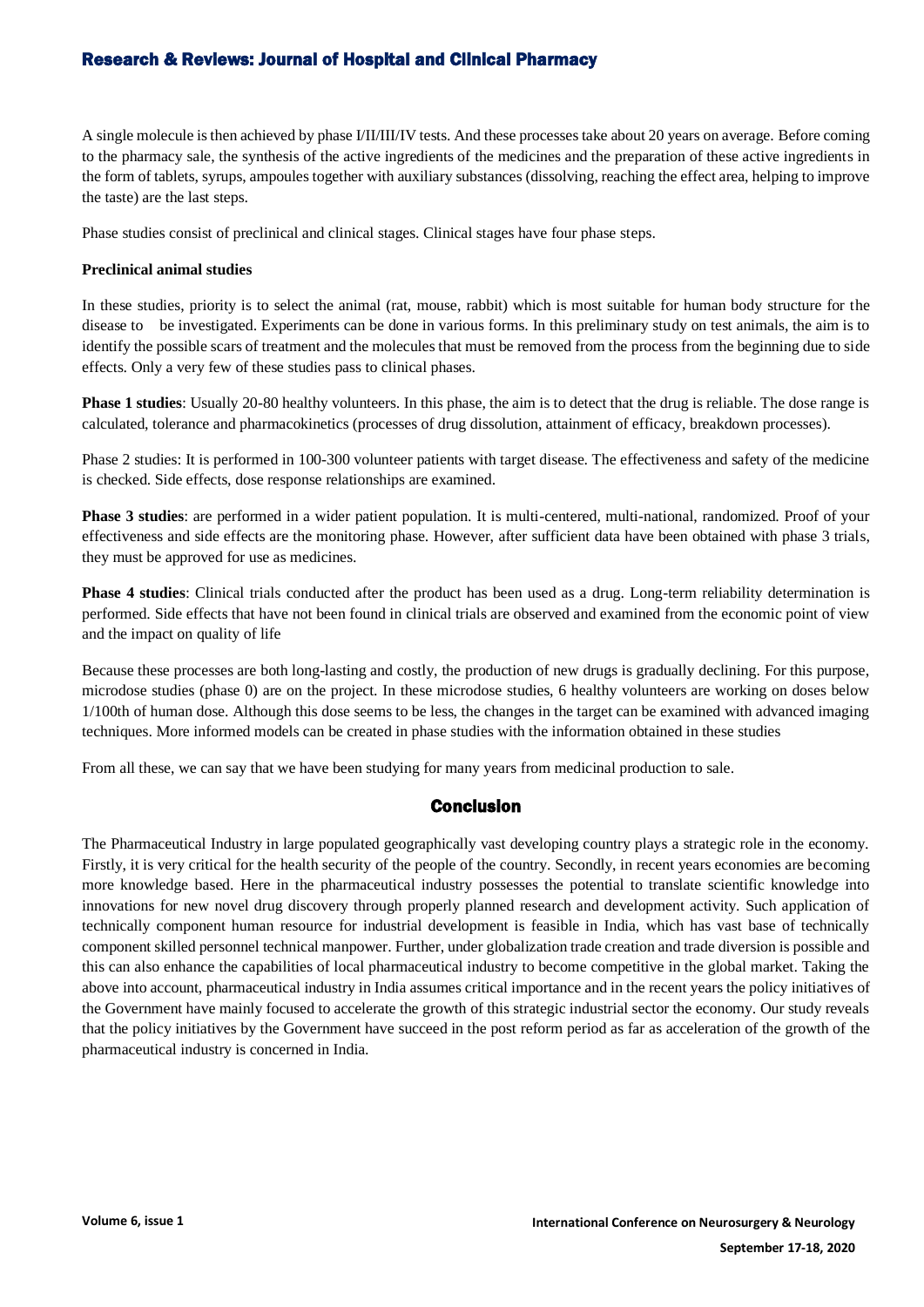A single molecule is then achieved by phase I/II/III/IV tests. And these processes take about 20 years on average. Before coming to the pharmacy sale, the synthesis of the active ingredients of the medicines and the preparation of these active ingredients in the form of tablets, syrups, ampoules together with auxiliary substances (dissolving, reaching the effect area, helping to improve the taste) are the last steps.

Phase studies consist of preclinical and clinical stages. Clinical stages have four phase steps.

**Preclinical animal studies**

In these studies, priority is to select the animal (rat, mouse, rabbit) which is most suitable for human body structure for the disease to be investigated. Experiments can be done in various forms. In this preliminary study on test animals, the aim is to identify the possible scars of treatment and the molecules that must be removed from the process from the beginning due to side effects. Only a very few of these studies pass to clinical phases.

**Phase 1 studies**: Usually 20-80 healthy volunteers. In this phase, the aim is to detect that the drug is reliable. The dose range is calculated, tolerance and pharmacokinetics (processes of drug dissolution, attainment of efficacy, breakdown processes).

Phase 2 studies: It is performed in 100-300 volunteer patients with target disease. The effectiveness and safety of the medicine is checked. Side effects, dose response relationships are examined.

**Phase 3 studies**: are performed in a wider patient population. It is multi-centered, multi-national, randomized. Proof of your effectiveness and side effects are the monitoring phase. However, after sufficient data have been obtained with phase 3 trials, they must be approved for use as medicines.

**Phase 4 studies**: Clinical trials conducted after the product has been used as a drug. Long-term reliability determination is performed. Side effects that have not been found in clinical trials are observed and examined from the economic point of view and the impact on quality of life

Because these processes are both long-lasting and costly, the production of new drugs is gradually declining. For this purpose, microdose studies (phase 0) are on the project. In these microdose studies, 6 healthy volunteers are working on doses below 1/100th of human dose. Although this dose seems to be less, the changes in the target can be examined with advanced imaging techniques. More informed models can be created in phase studies with the information obtained in these studies

From all these, we can say that we have been studying for many years from medicinal production to sale.

## Conclusion

The Pharmaceutical Industry in large populated geographically vast developing country plays a strategic role in the economy. Firstly, it is very critical for the health security of the people of the country. Secondly, in recent years economies are becoming more knowledge based. Here in the pharmaceutical industry possesses the potential to translate scientific knowledge into innovations for new novel drug discovery through properly planned research and development activity. Such application of technically component human resource for industrial development is feasible in India, which has vast base of technically component skilled personnel technical manpower. Further, under globalization trade creation and trade diversion is possible and this can also enhance the capabilities of local pharmaceutical industry to become competitive in the global market. Taking the above into account, pharmaceutical industry in India assumes critical importance and in the recent years the policy initiatives of the Government have mainly focused to accelerate the growth of this strategic industrial sector the economy. Our study reveals that the policy initiatives by the Government have succeed in the post reform period as far as acceleration of the growth of the pharmaceutical industry is concerned in India.